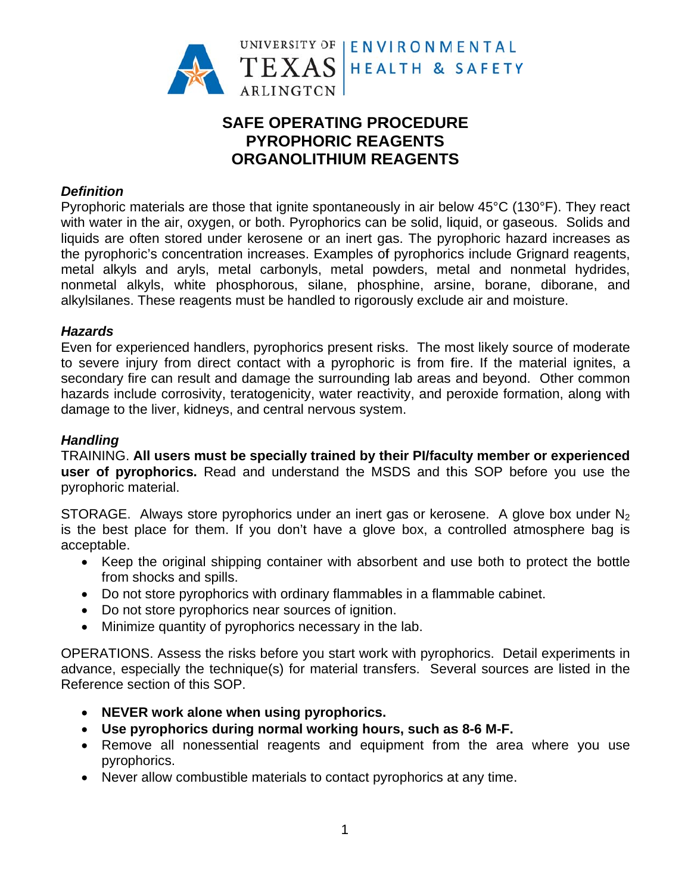UNIVERSITY OF TEXAS ARLINGTON | ENVIRONMENTAL HEALTH & SAFETY

# SAFE OPERATING PROCEDURE
# PYROPHORIC REAGENTS
# ORGANOLITHIUM REAGENTS

### *Definition*

Pyrophoric materials are those that ignite spontaneously in air below 45°C (130°F). They react with water in the air, oxygen, or both. Pyrophorics can be solid, liquid, or gaseous. Solids and liquids are often stored under kerosene or an inert gas. The pyrophoric hazard increases as the pyrophoric's concentration increases. Examples of pyrophorics include Grignard reagents, metal alkyls and aryls, metal carbonyls, metal powders, metal and nonmetal hydrides, nonmetal alkyls, white phosphorous, silane, phosphine, arsine, borane, diborane, and alkylsilanes. These reagents must be handled to rigorously exclude air and moisture.

### *Hazards*

Even for experienced handlers, pyrophorics present risks. The most likely source of moderate to severe injury from direct contact with a pyrophoric is from fire. If the material ignites, a secondary fire can result and damage the surrounding lab areas and beyond. Other common hazards include corrosivity, teratogenicity, water reactivity, and peroxide formation, along with damage to the liver, kidneys, and central nervous system.

### *Handling*

TRAINING. **All users must be specially trained by their PI/faculty member or experienced user of pyrophorics.** Read and understand the MSDS and this SOP before you use the pyrophoric material.

STORAGE. Always store pyrophorics under an inert gas or kerosene. A glove box under $N_2$ is the best place for them. If you don't have a glove box, a controlled atmosphere bag is acceptable.

- Keep the original shipping container with absorbent and use both to protect the bottle from shocks and spills.
- Do not store pyrophorics with ordinary flammables in a flammable cabinet.
- Do not store pyrophorics near sources of ignition.
- Minimize quantity of pyrophorics necessary in the lab.

OPERATIONS. Assess the risks before you start work with pyrophorics. Detail experiments in advance, especially the technique(s) for material transfers. Several sources are listed in the Reference section of this SOP.

- **NEVER work alone when using pyrophorics.**
- **Use pyrophorics during normal working hours, such as 8-6 M-F.**
- Remove all nonessential reagents and equipment from the area where you use pyrophorics.
- Never allow combustible materials to contact pyrophorics at any time.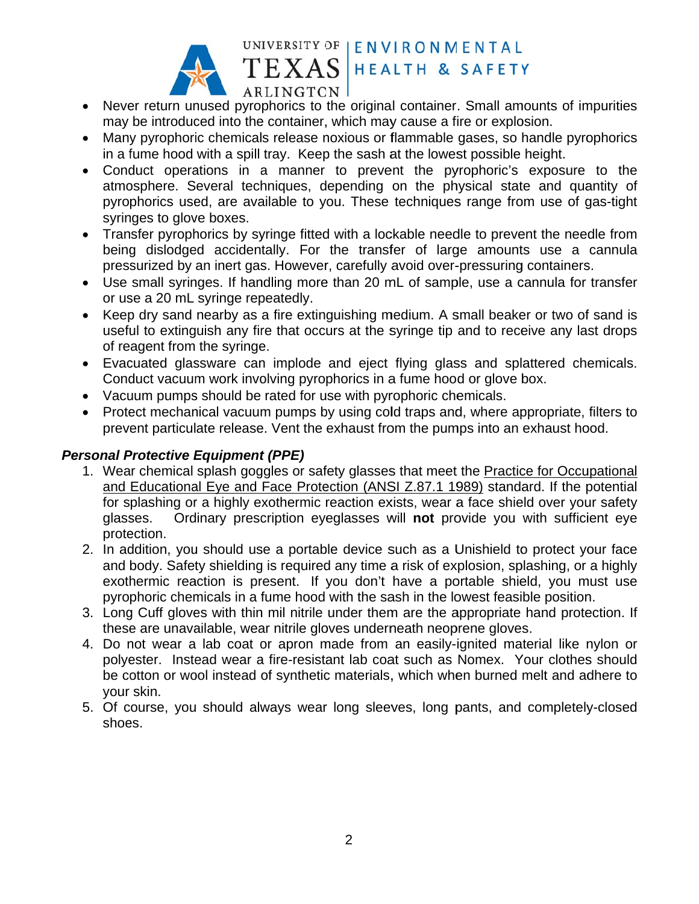- Never return unused pyrophorics to the original container. Small amounts of impurities may be introduced into the container, which may cause a fire or explosion.
- Many pyrophoric chemicals release noxious or flammable gases, so handle pyrophorics in a fume hood with a spill tray. Keep the sash at the lowest possible height.
- Conduct operations in a manner to prevent the pyrophoric's exposure to the atmosphere. Several techniques, depending on the physical state and quantity of pyrophorics used, are available to you. These techniques range from use of gas-tight syringes to glove boxes.
- Transfer pyrophorics by syringe fitted with a lockable needle to prevent the needle from being dislodged accidentally. For the transfer of large amounts use a cannula pressurized by an inert gas. However, carefully avoid over-pressuring containers.
- Use small syringes. If handling more than 20 mL of sample, use a cannula for transfer or use a 20 mL syringe repeatedly.
- Keep dry sand nearby as a fire extinguishing medium. A small beaker or two of sand is useful to extinguish any fire that occurs at the syringe tip and to receive any last drops of reagent from the syringe.
- Evacuated glassware can implode and eject flying glass and splattered chemicals. Conduct vacuum work involving pyrophorics in a fume hood or glove box.
- Vacuum pumps should be rated for use with pyrophoric chemicals.
- Protect mechanical vacuum pumps by using cold traps and, where appropriate, filters to prevent particulate release. Vent the exhaust from the pumps into an exhaust hood.

### *Personal Protective Equipment (PPE)*

1. Wear chemical splash goggles or safety glasses that meet the Practice for Occupational and Educational Eye and Face Protection (ANSI Z.87.1 1989) standard. If the potential for splashing or a highly exothermic reaction exists, wear a face shield over your safety glasses. Ordinary prescription eyeglasses will **not** provide you with sufficient eye protection.
2. In addition, you should use a portable device such as a Unishield to protect your face and body. Safety shielding is required any time a risk of explosion, splashing, or a highly exothermic reaction is present. If you don't have a portable shield, you must use pyrophoric chemicals in a fume hood with the sash in the lowest feasible position.
3. Long Cuff gloves with thin mil nitrile under them are the appropriate hand protection. If these are unavailable, wear nitrile gloves underneath neoprene gloves.
4. Do not wear a lab coat or apron made from an easily-ignited material like nylon or polyester. Instead wear a fire-resistant lab coat such as Nomex. Your clothes should be cotton or wool instead of synthetic materials, which when burned melt and adhere to your skin.
5. Of course, you should always wear long sleeves, long pants, and completely-closed shoes.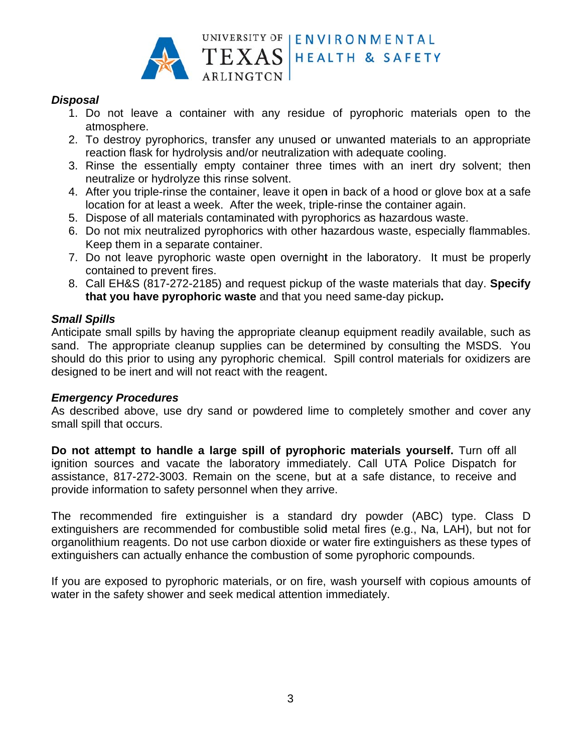### *Disposal*

1. Do not leave a container with any residue of pyrophoric materials open to the atmosphere.
2. To destroy pyrophorics, transfer any unused or unwanted materials to an appropriate reaction flask for hydrolysis and/or neutralization with adequate cooling.
3. Rinse the essentially empty container three times with an inert dry solvent; then neutralize or hydrolyze this rinse solvent.
4. After you triple-rinse the container, leave it open in back of a hood or glove box at a safe location for at least a week. After the week, triple-rinse the container again.
5. Dispose of all materials contaminated with pyrophorics as hazardous waste.
6. Do not mix neutralized pyrophorics with other hazardous waste, especially flammables. Keep them in a separate container.
7. Do not leave pyrophoric waste open overnight in the laboratory. It must be properly contained to prevent fires.
8. Call EH&S (817-272-2185) and request pickup of the waste materials that day. **Specify that you have pyrophoric waste** and that you need same-day pickup**.**

### *Small Spills*

Anticipate small spills by having the appropriate cleanup equipment readily available, such as sand. The appropriate cleanup supplies can be determined by consulting the MSDS. You should do this prior to using any pyrophoric chemical. Spill control materials for oxidizers are designed to be inert and will not react with the reagent.

### *Emergency Procedures*

As described above, use dry sand or powdered lime to completely smother and cover any small spill that occurs.

**Do not attempt to handle a large spill of pyrophoric materials yourself.** Turn off all ignition sources and vacate the laboratory immediately. Call UTA Police Dispatch for assistance, 817-272-3003. Remain on the scene, but at a safe distance, to receive and provide information to safety personnel when they arrive.

The recommended fire extinguisher is a standard dry powder (ABC) type. Class D extinguishers are recommended for combustible solid metal fires (e.g., Na, LAH), but not for organolithium reagents. Do not use carbon dioxide or water fire extinguishers as these types of extinguishers can actually enhance the combustion of some pyrophoric compounds.

If you are exposed to pyrophoric materials, or on fire, wash yourself with copious amounts of water in the safety shower and seek medical attention immediately.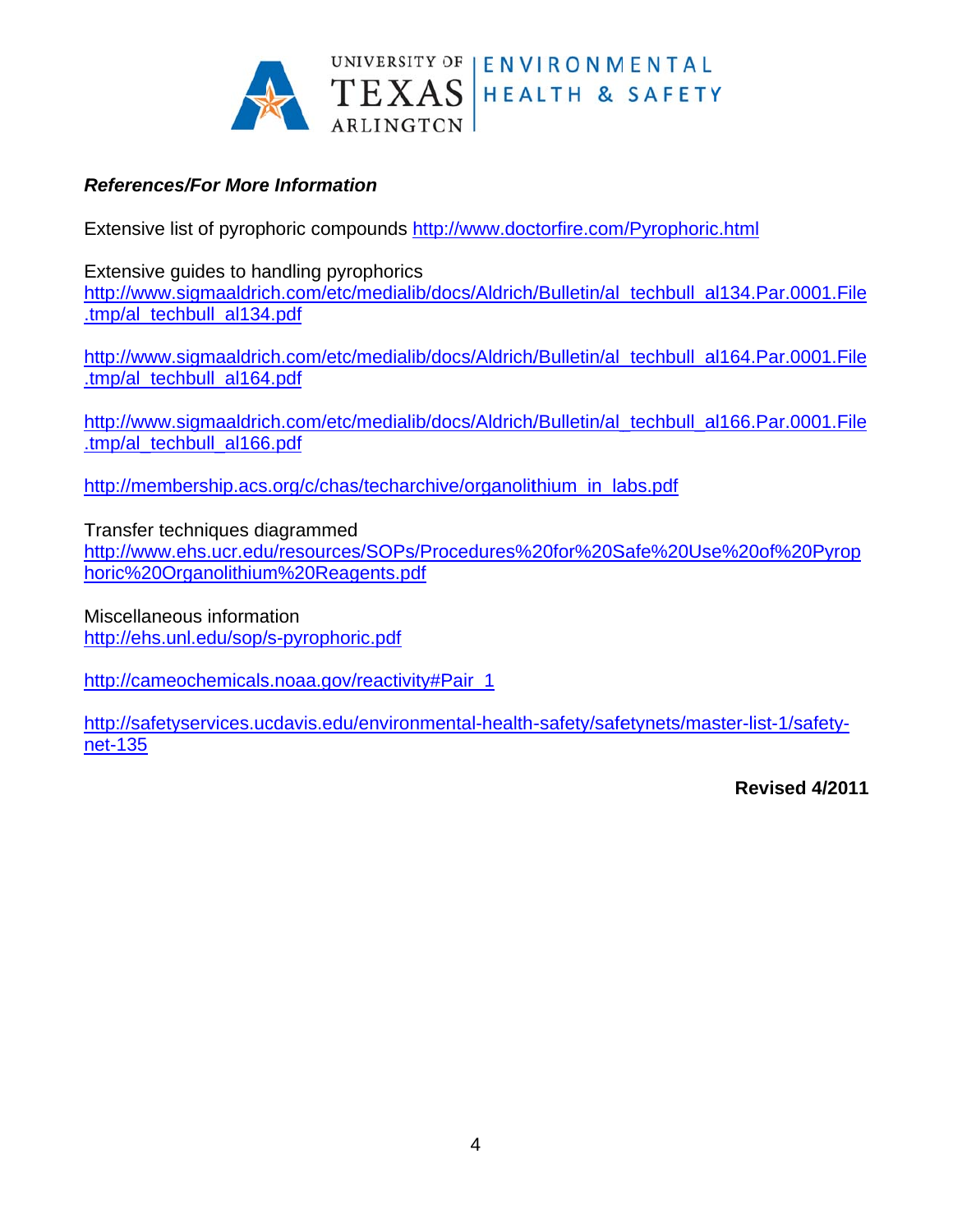***References/For More Information***

Extensive list of pyrophoric compounds http://www.doctorfire.com/Pyrophoric.html

Extensive guides to handling pyrophorics
http://www.sigmaaldrich.com/etc/medialib/docs/Aldrich/Bulletin/al_techbull_al134.Par.0001.File.tmp/al_techbull_al134.pdf

http://www.sigmaaldrich.com/etc/medialib/docs/Aldrich/Bulletin/al_techbull_al164.Par.0001.File.tmp/al_techbull_al164.pdf

http://www.sigmaaldrich.com/etc/medialib/docs/Aldrich/Bulletin/al_techbull_al166.Par.0001.File.tmp/al_techbull_al166.pdf

http://membership.acs.org/c/chas/techarchive/organolithium_in_labs.pdf

Transfer techniques diagrammed
http://www.ehs.ucr.edu/resources/SOPs/Procedures%20for%20Safe%20Use%20of%20Pyrophoric%20Organolithium%20Reagents.pdf

Miscellaneous information
http://ehs.unl.edu/sop/s-pyrophoric.pdf

http://cameochemicals.noaa.gov/reactivity#Pair_1

http://safetyservices.ucdavis.edu/environmental-health-safety/safetynets/master-list-1/safety-net-135

**Revised 4/2011**